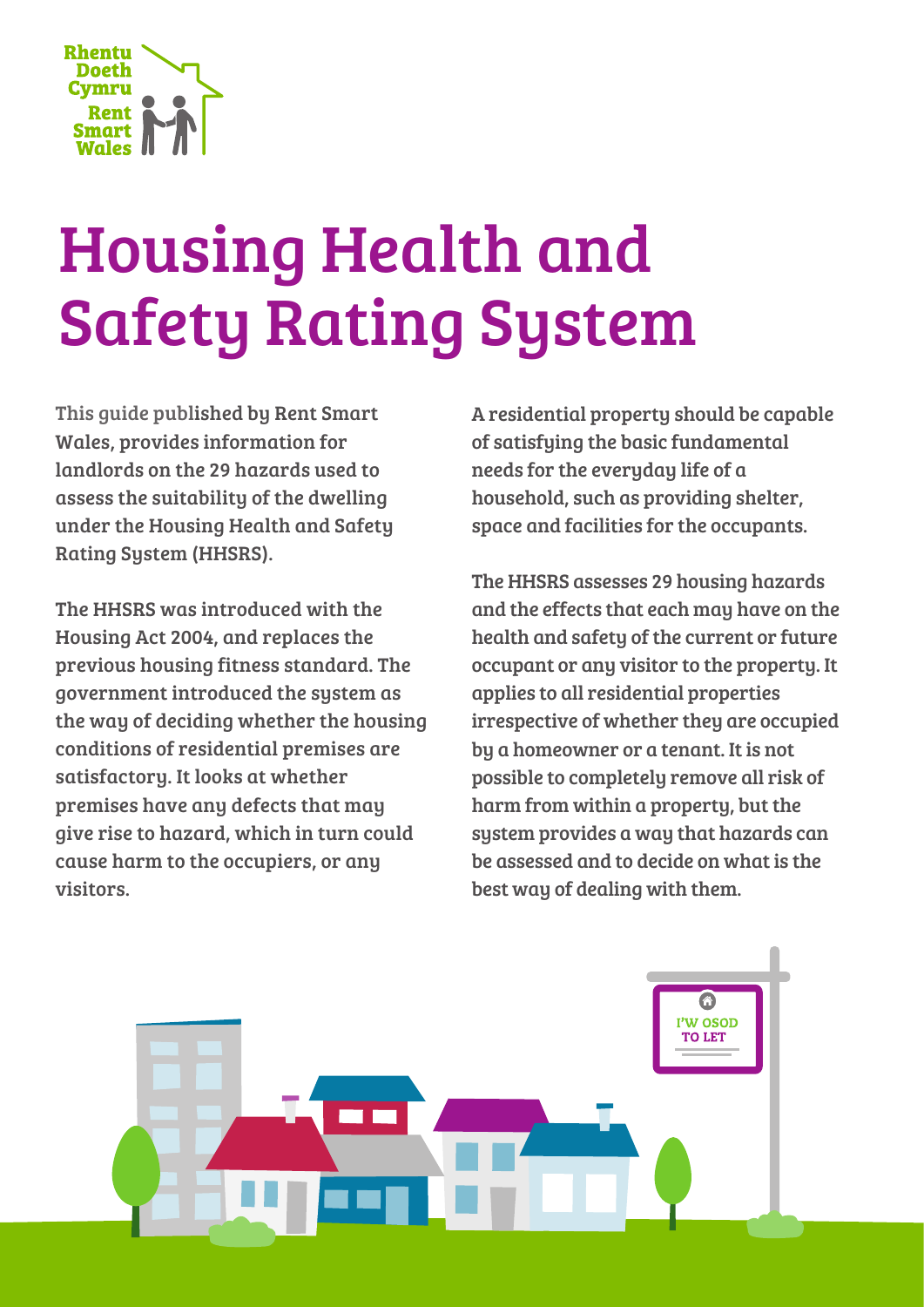Rhentu Doeth Cymru
Rent Smart Wales

# Housing Health and Safety Rating System

This guide published by Rent Smart Wales, provides information for landlords on the 29 hazards used to assess the suitability of the dwelling under the Housing Health and Safety Rating System (HHSRS).

The HHSRS was introduced with the Housing Act 2004, and replaces the previous housing fitness standard. The government introduced the system as the way of deciding whether the housing conditions of residential premises are satisfactory. It looks at whether premises have any defects that may give rise to hazard, which in turn could cause harm to the occupiers, or any visitors.

A residential property should be capable of satisfying the basic fundamental needs for the everyday life of a household, such as providing shelter, space and facilities for the occupants.

The HHSRS assesses 29 housing hazards and the effects that each may have on the health and safety of the current or future occupant or any visitor to the property. It applies to all residential properties irrespective of whether they are occupied by a homeowner or a tenant. It is not possible to completely remove all risk of harm from within a property, but the system provides a way that hazards can be assessed and to decide on what is the best way of dealing with them.

I'W OSOD
TO LET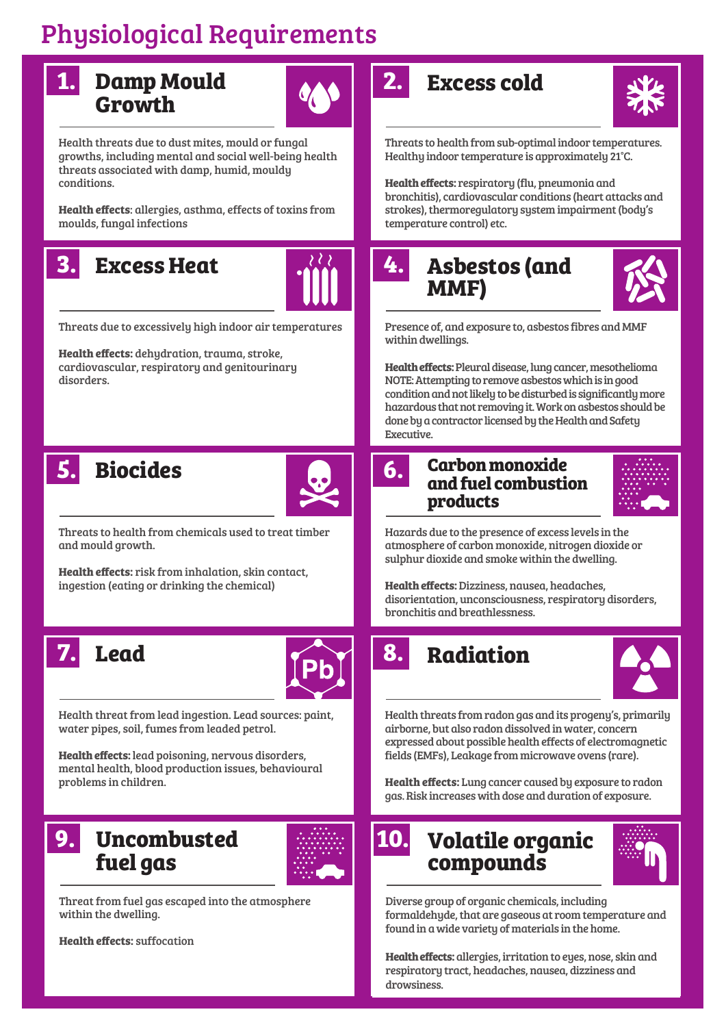# Physiological Requirements

## 1. Damp Mould Growth

Health threats due to dust mites, mould or fungal growths, including mental and social well-being health threats associated with damp, humid, mouldy conditions.

**Health effects**: allergies, asthma, effects of toxins from moulds, fungal infections

## 2. Excess cold

Threats to health from sub-optimal indoor temperatures. Healthy indoor temperature is approximately 21°C.

**Health effects:** respiratory (flu, pneumonia and bronchitis), cardiovascular conditions (heart attacks and strokes), thermoregulatory system impairment (body's temperature control) etc.

## 3. Excess Heat

Threats due to excessively high indoor air temperatures

**Health effects:** dehydration, trauma, stroke, cardiovascular, respiratory and genitourinary disorders.

## 4. Asbestos (and MMF)

Presence of, and exposure to, asbestos fibres and MMF within dwellings.

**Health effects:** Pleural disease, lung cancer, mesothelioma
NOTE: Attempting to remove asbestos which is in good condition and not likely to be disturbed is significantly more hazardous that not removing it. Work on asbestos should be done by a contractor licensed by the Health and Safety Executive.

## 5. Biocides

Threats to health from chemicals used to treat timber and mould growth.

**Health effects:** risk from inhalation, skin contact, ingestion (eating or drinking the chemical)

## 6. Carbon monoxide and fuel combustion products

Hazards due to the presence of excess levels in the atmosphere of carbon monoxide, nitrogen dioxide or sulphur dioxide and smoke within the dwelling.

**Health effects:** Dizziness, nausea, headaches, disorientation, unconsciousness, respiratory disorders, bronchitis and breathlessness.

## 7. Lead

Health threat from lead ingestion. Lead sources: paint, water pipes, soil, fumes from leaded petrol.

**Health effects:** lead poisoning, nervous disorders, mental health, blood production issues, behavioural problems in children.

## 8. Radiation

Health threats from radon gas and its progeny's, primarily airborne, but also radon dissolved in water, concern expressed about possible health effects of electromagnetic fields (EMFs), Leakage from microwave ovens (rare).

**Health effects:** Lung cancer caused by exposure to radon gas. Risk increases with dose and duration of exposure.

## 9. Uncombusted fuel gas

Threat from fuel gas escaped into the atmosphere within the dwelling.

**Health effects:** suffocation

## 10. Volatile organic compounds

Diverse group of organic chemicals, including formaldehyde, that are gaseous at room temperature and found in a wide variety of materials in the home.

**Health effects:** allergies, irritation to eyes, nose, skin and respiratory tract, headaches, nausea, dizziness and drowsiness.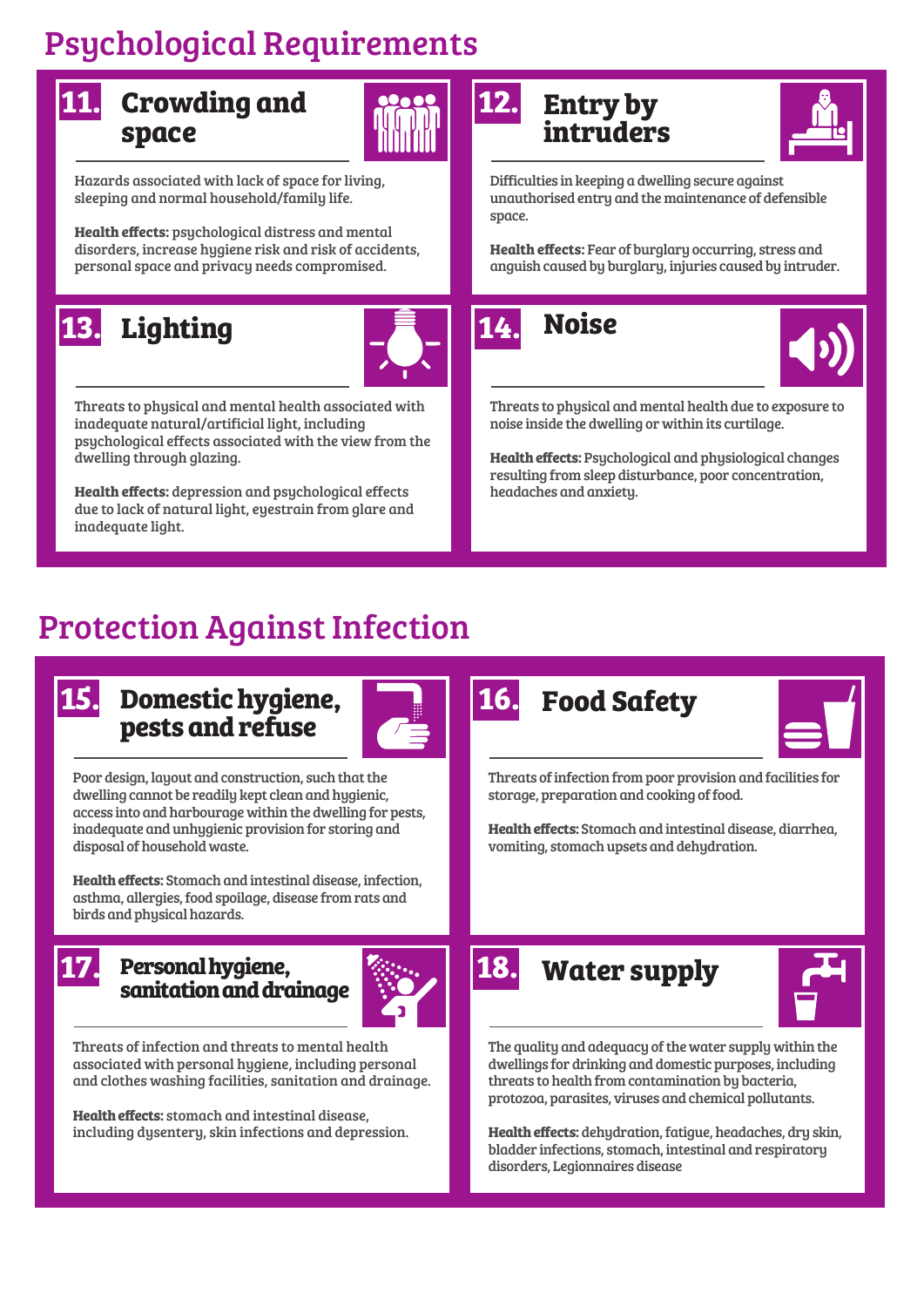# Psychological Requirements

## 11. Crowding and space

Hazards associated with lack of space for living, sleeping and normal household/family life.

**Health effects:** psychological distress and mental disorders, increase hygiene risk and risk of accidents, personal space and privacy needs compromised.

## 12. Entry by intruders

Difficulties in keeping a dwelling secure against unauthorised entry and the maintenance of defensible space.

**Health effects:** Fear of burglary occurring, stress and anguish caused by burglary, injuries caused by intruder.

## 13. Lighting

Threats to physical and mental health associated with inadequate natural/artificial light, including psychological effects associated with the view from the dwelling through glazing.

**Health effects:** depression and psychological effects due to lack of natural light, eyestrain from glare and inadequate light.

## 14. Noise

Threats to physical and mental health due to exposure to noise inside the dwelling or within its curtilage.

**Health effects:** Psychological and physiological changes resulting from sleep disturbance, poor concentration, headaches and anxiety.

# Protection Against Infection

## 15. Domestic hygiene, pests and refuse

Poor design, layout and construction, such that the dwelling cannot be readily kept clean and hygienic, access into and harbourage within the dwelling for pests, inadequate and unhygienic provision for storing and disposal of household waste.

**Health effects:** Stomach and intestinal disease, infection, asthma, allergies, food spoilage, disease from rats and birds and physical hazards.

## 16. Food Safety

Threats of infection from poor provision and facilities for storage, preparation and cooking of food.

**Health effects:** Stomach and intestinal disease, diarrhea, vomiting, stomach upsets and dehydration.

## 17. Personal hygiene, sanitation and drainage

Threats of infection and threats to mental health associated with personal hygiene, including personal and clothes washing facilities, sanitation and drainage.

**Health effects:** stomach and intestinal disease, including dysentery, skin infections and depression.

## 18. Water supply

The quality and adequacy of the water supply within the dwellings for drinking and domestic purposes, including threats to health from contamination by bacteria, protozoa, parasites, viruses and chemical pollutants.

**Health effects:** dehydration, fatigue, headaches, dry skin, bladder infections, stomach, intestinal and respiratory disorders, Legionnaires disease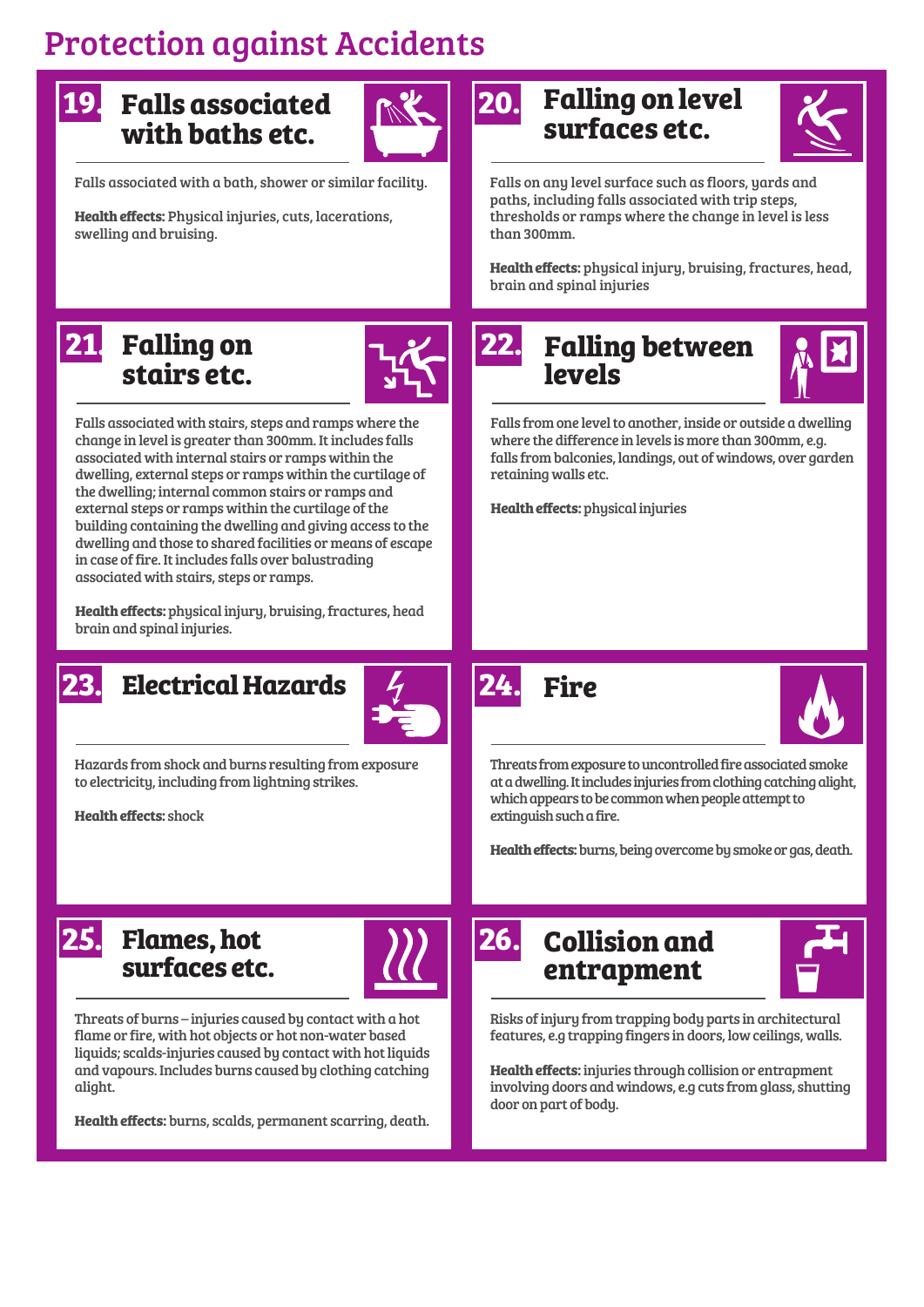# Protection against Accidents

## 19. Falls associated with baths etc.

Falls associated with a bath, shower or similar facility.

**Health effects:** Physical injuries, cuts, lacerations, swelling and bruising.

## 20. Falling on level surfaces etc.

Falls on any level surface such as floors, yards and paths, including falls associated with trip steps, thresholds or ramps where the change in level is less than 300mm.

**Health effects:** physical injury, bruising, fractures, head, brain and spinal injuries

## 21. Falling on stairs etc.

Falls associated with stairs, steps and ramps where the change in level is greater than 300mm. It includes falls associated with internal stairs or ramps within the dwelling, external steps or ramps within the curtilage of the dwelling; internal common stairs or ramps and external steps or ramps within the curtilage of the building containing the dwelling and giving access to the dwelling and those to shared facilities or means of escape in case of fire. It includes falls over balustrading associated with stairs, steps or ramps.

**Health effects:** physical injury, bruising, fractures, head brain and spinal injuries.

## 22. Falling between levels

Falls from one level to another, inside or outside a dwelling where the difference in levels is more than 300mm, e.g. falls from balconies, landings, out of windows, over garden retaining walls etc.

**Health effects:** physical injuries

## 23. Electrical Hazards

Hazards from shock and burns resulting from exposure to electricity, including from lightning strikes.

**Health effects:** shock

## 24. Fire

Threats from exposure to uncontrolled fire associated smoke at a dwelling. It includes injuries from clothing catching alight, which appears to be common when people attempt to extinguish such a fire.

**Health effects:** burns, being overcome by smoke or gas, death.

## 25. Flames, hot surfaces etc.

Threats of burns – injuries caused by contact with a hot flame or fire, with hot objects or hot non-water based liquids; scalds-injuries caused by contact with hot liquids and vapours. Includes burns caused by clothing catching alight.

**Health effects:** burns, scalds, permanent scarring, death.

## 26. Collision and entrapment

Risks of injury from trapping body parts in architectural features, e.g trapping fingers in doors, low ceilings, walls.

**Health effects:** injuries through collision or entrapment involving doors and windows, e.g cuts from glass, shutting door on part of body.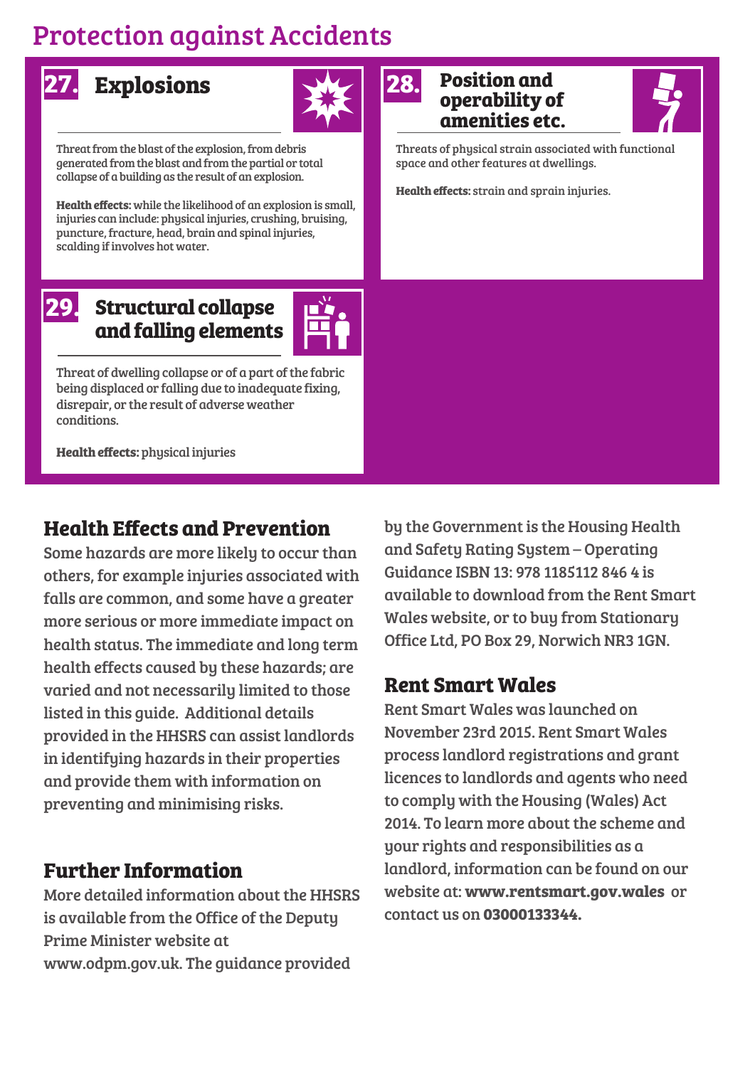# Protection against Accidents

## 27. Explosions

Threat from the blast of the explosion, from debris generated from the blast and from the partial or total collapse of a building as the result of an explosion.

**Health effects:** while the likelihood of an explosion is small, injuries can include: physical injuries, crushing, bruising, puncture, fracture, head, brain and spinal injuries, scalding if involves hot water.

## 28. Position and operability of amenities etc.

Threats of physical strain associated with functional space and other features at dwellings.

**Health effects:** strain and sprain injuries.

## 29. Structural collapse and falling elements

Threat of dwelling collapse or of a part of the fabric being displaced or falling due to inadequate fixing, disrepair, or the result of adverse weather conditions.

**Health effects:** physical injuries

## Health Effects and Prevention

Some hazards are more likely to occur than others, for example injuries associated with falls are common, and some have a greater more serious or more immediate impact on health status. The immediate and long term health effects caused by these hazards; are varied and not necessarily limited to those listed in this guide. Additional details provided in the HHSRS can assist landlords in identifying hazards in their properties and provide them with information on preventing and minimising risks.

## Further Information

More detailed information about the HHSRS is available from the Office of the Deputy Prime Minister website at www.odpm.gov.uk. The guidance provided by the Government is the Housing Health and Safety Rating System – Operating Guidance ISBN 13: 978 1185112 846 4 is available to download from the Rent Smart Wales website, or to buy from Stationary Office Ltd, PO Box 29, Norwich NR3 1GN.

## Rent Smart Wales

Rent Smart Wales was launched on November 23rd 2015. Rent Smart Wales process landlord registrations and grant licences to landlords and agents who need to comply with the Housing (Wales) Act 2014. To learn more about the scheme and your rights and responsibilities as a landlord, information can be found on our website at: **www.rentsmart.gov.wales** or contact us on **03000133344.**